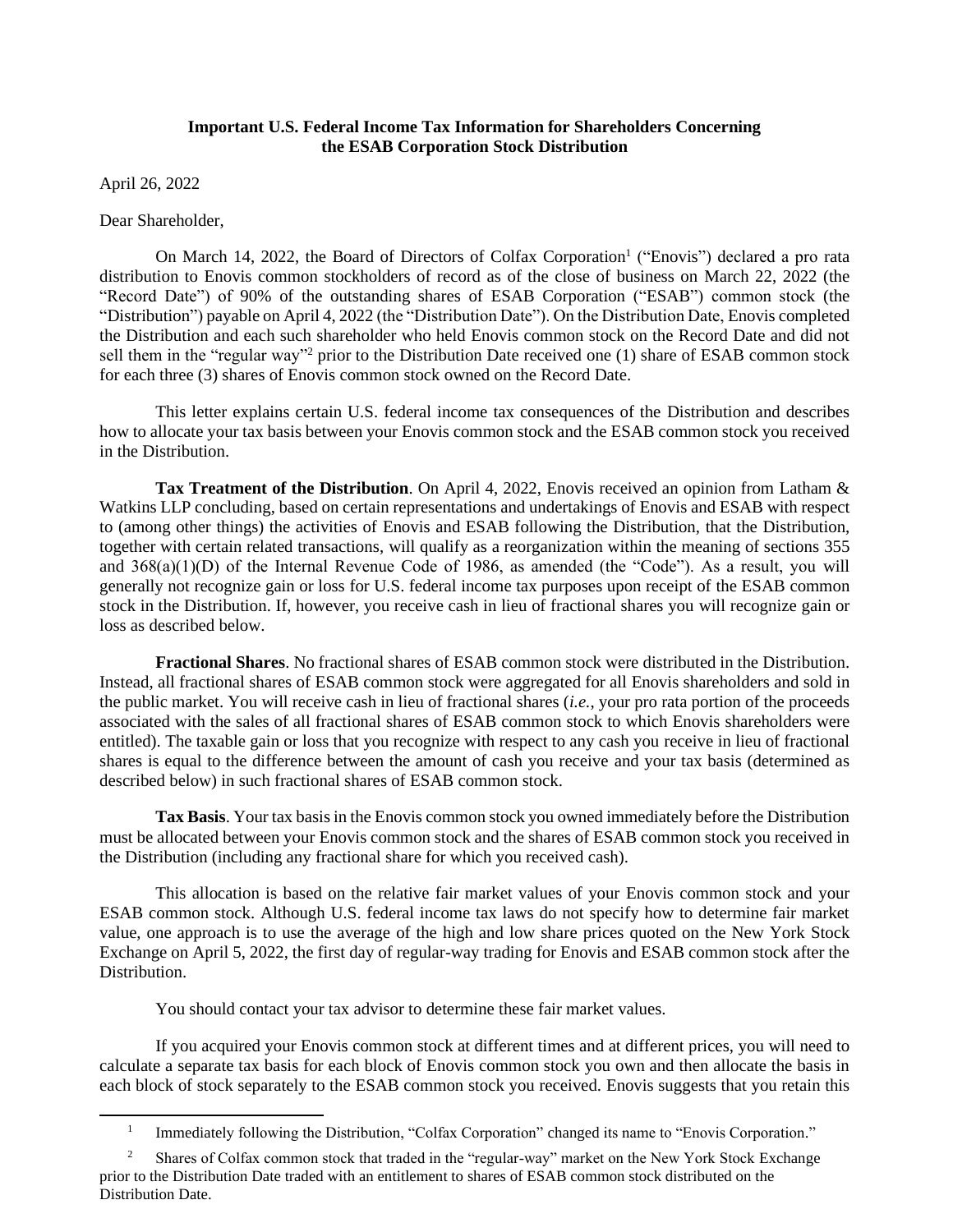**Important U.S. Federal Income Tax Information for Shareholders Concerning the ESAB Corporation Stock Distribution**

April 26, 2022

Dear Shareholder,

On March 14, 2022, the Board of Directors of Colfax Corporation[1] ("Enovis") declared a pro rata distribution to Enovis common stockholders of record as of the close of business on March 22, 2022 (the "Record Date") of 90% of the outstanding shares of ESAB Corporation ("ESAB") common stock (the "Distribution") payable on April 4, 2022 (the "Distribution Date"). On the Distribution Date, Enovis completed the Distribution and each such shareholder who held Enovis common stock on the Record Date and did not sell them in the "regular way"[2] prior to the Distribution Date received one (1) share of ESAB common stock for each three (3) shares of Enovis common stock owned on the Record Date.

This letter explains certain U.S. federal income tax consequences of the Distribution and describes how to allocate your tax basis between your Enovis common stock and the ESAB common stock you received in the Distribution.

**Tax Treatment of the Distribution**. On April 4, 2022, Enovis received an opinion from Latham & Watkins LLP concluding, based on certain representations and undertakings of Enovis and ESAB with respect to (among other things) the activities of Enovis and ESAB following the Distribution, that the Distribution, together with certain related transactions, will qualify as a reorganization within the meaning of sections 355 and 368(a)(1)(D) of the Internal Revenue Code of 1986, as amended (the "Code"). As a result, you will generally not recognize gain or loss for U.S. federal income tax purposes upon receipt of the ESAB common stock in the Distribution. If, however, you receive cash in lieu of fractional shares you will recognize gain or loss as described below.

**Fractional Shares**. No fractional shares of ESAB common stock were distributed in the Distribution. Instead, all fractional shares of ESAB common stock were aggregated for all Enovis shareholders and sold in the public market. You will receive cash in lieu of fractional shares (*i.e.*, your pro rata portion of the proceeds associated with the sales of all fractional shares of ESAB common stock to which Enovis shareholders were entitled). The taxable gain or loss that you recognize with respect to any cash you receive in lieu of fractional shares is equal to the difference between the amount of cash you receive and your tax basis (determined as described below) in such fractional shares of ESAB common stock.

**Tax Basis**. Your tax basis in the Enovis common stock you owned immediately before the Distribution must be allocated between your Enovis common stock and the shares of ESAB common stock you received in the Distribution (including any fractional share for which you received cash).

This allocation is based on the relative fair market values of your Enovis common stock and your ESAB common stock. Although U.S. federal income tax laws do not specify how to determine fair market value, one approach is to use the average of the high and low share prices quoted on the New York Stock Exchange on April 5, 2022, the first day of regular-way trading for Enovis and ESAB common stock after the Distribution.

You should contact your tax advisor to determine these fair market values.

If you acquired your Enovis common stock at different times and at different prices, you will need to calculate a separate tax basis for each block of Enovis common stock you own and then allocate the basis in each block of stock separately to the ESAB common stock you received. Enovis suggests that you retain this

---

[1] Immediately following the Distribution, "Colfax Corporation" changed its name to "Enovis Corporation."

[2] Shares of Colfax common stock that traded in the "regular-way" market on the New York Stock Exchange prior to the Distribution Date traded with an entitlement to shares of ESAB common stock distributed on the Distribution Date.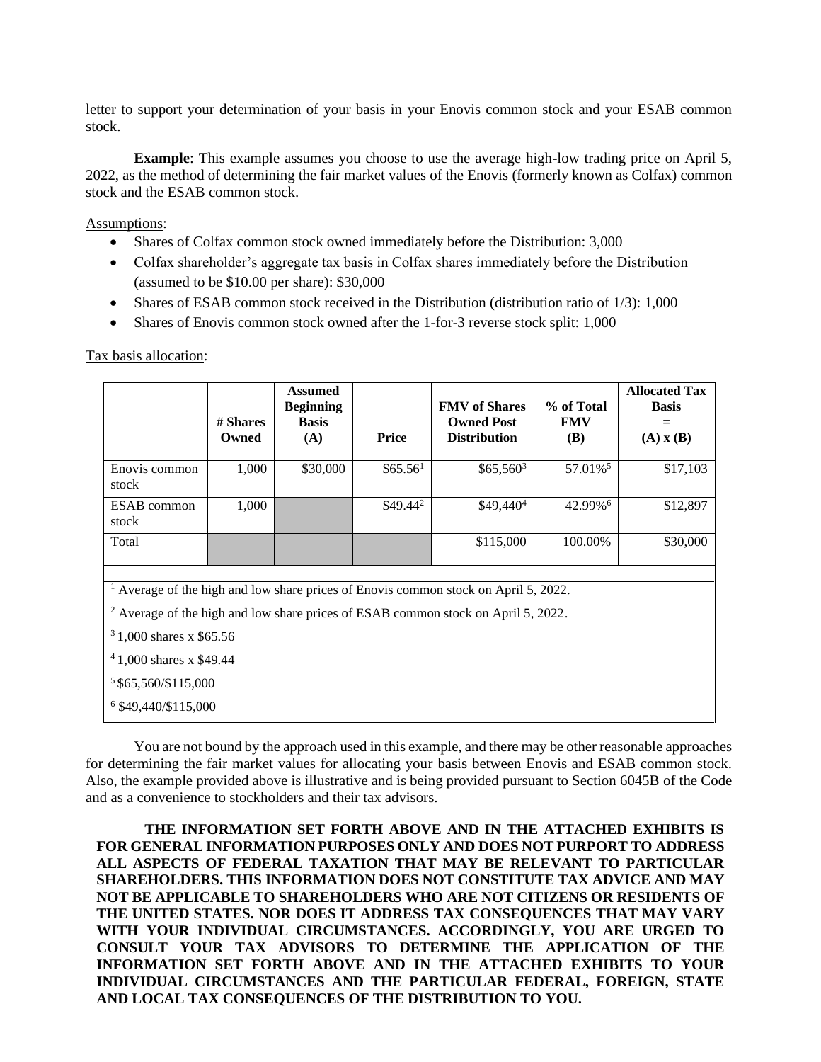letter to support your determination of your basis in your Enovis common stock and your ESAB common stock.

**Example**: This example assumes you choose to use the average high-low trading price on April 5, 2022, as the method of determining the fair market values of the Enovis (formerly known as Colfax) common stock and the ESAB common stock.

Assumptions:

- Shares of Colfax common stock owned immediately before the Distribution: 3,000
- Colfax shareholder's aggregate tax basis in Colfax shares immediately before the Distribution (assumed to be $10.00 per share): $30,000
- Shares of ESAB common stock received in the Distribution (distribution ratio of 1/3): 1,000
- Shares of Enovis common stock owned after the 1-for-3 reverse stock split: 1,000

Tax basis allocation:

| | # Shares Owned | Assumed Beginning Basis (A) | Price | FMV of Shares Owned Post Distribution | % of Total FMV (B) | Allocated Tax Basis = (A) x (B) |
|---|---|---|---|---|---|---|
| Enovis common stock | 1,000 | $30,000 | $65.56[1] | $65,560[3] | 57.01%[5] | $17,103 |
| ESAB common stock | 1,000 | | $49.44[2] | $49,440[4] | 42.99%[6] | $12,897 |
| Total | | | | $115,000 | 100.00% | $30,000 |

[1] Average of the high and low share prices of Enovis common stock on April 5, 2022.

[2] Average of the high and low share prices of ESAB common stock on April 5, 2022.

[3] 1,000 shares x $65.56

[4] 1,000 shares x $49.44

[5] $65,560/$115,000

[6] $49,440/$115,000

You are not bound by the approach used in this example, and there may be other reasonable approaches for determining the fair market values for allocating your basis between Enovis and ESAB common stock. Also, the example provided above is illustrative and is being provided pursuant to Section 6045B of the Code and as a convenience to stockholders and their tax advisors.

**THE INFORMATION SET FORTH ABOVE AND IN THE ATTACHED EXHIBITS IS FOR GENERAL INFORMATION PURPOSES ONLY AND DOES NOT PURPORT TO ADDRESS ALL ASPECTS OF FEDERAL TAXATION THAT MAY BE RELEVANT TO PARTICULAR SHAREHOLDERS. THIS INFORMATION DOES NOT CONSTITUTE TAX ADVICE AND MAY NOT BE APPLICABLE TO SHAREHOLDERS WHO ARE NOT CITIZENS OR RESIDENTS OF THE UNITED STATES. NOR DOES IT ADDRESS TAX CONSEQUENCES THAT MAY VARY WITH YOUR INDIVIDUAL CIRCUMSTANCES. ACCORDINGLY, YOU ARE URGED TO CONSULT YOUR TAX ADVISORS TO DETERMINE THE APPLICATION OF THE INFORMATION SET FORTH ABOVE AND IN THE ATTACHED EXHIBITS TO YOUR INDIVIDUAL CIRCUMSTANCES AND THE PARTICULAR FEDERAL, FOREIGN, STATE AND LOCAL TAX CONSEQUENCES OF THE DISTRIBUTION TO YOU.**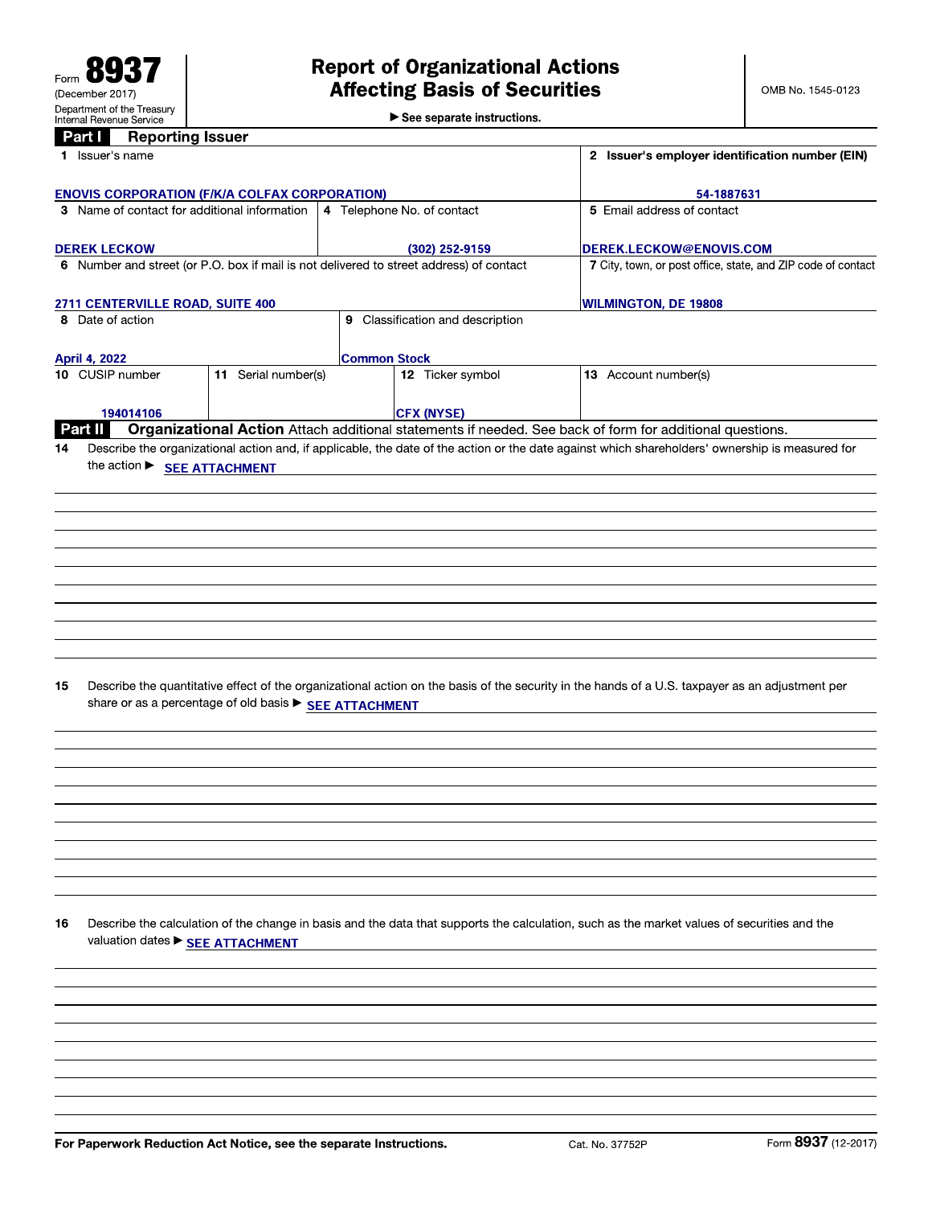Form **8937**
(December 2017)
Department of the Treasury
Internal Revenue Service

# Report of Organizational Actions Affecting Basis of Securities

► See separate instructions.

OMB No. 1545-0123

## Part I Reporting Issuer

| | |
|---|---|
| **1** Issuer's name: ENOVIS CORPORATION (F/K/A COLFAX CORPORATION) | **2** Issuer's employer identification number (EIN): 54-1887631 |
| **3** Name of contact for additional information: DEREK LECKOW | **4** Telephone No. of contact: (302) 252-9159 |
| **5** Email address of contact: DEREK.LECKOW@ENOVIS.COM | |
| **6** Number and street (or P.O. box if mail is not delivered to street address) of contact: 2711 CENTERVILLE ROAD, SUITE 400 | **7** City, town, or post office, state, and ZIP code of contact: WILMINGTON, DE 19808 |
| **8** Date of action: April 4, 2022 | **9** Classification and description: Common Stock |
| **10** CUSIP number: 194014106 | **11** Serial number(s): |
| **12** Ticker symbol: CFX (NYSE) | **13** Account number(s): |

## Part II Organizational Action

Attach additional statements if needed. See back of form for additional questions.

**14** Describe the organizational action and, if applicable, the date of the action or the date against which shareholders' ownership is measured for the action ► SEE ATTACHMENT

**15** Describe the quantitative effect of the organizational action on the basis of the security in the hands of a U.S. taxpayer as an adjustment per share or as a percentage of old basis ► SEE ATTACHMENT

**16** Describe the calculation of the change in basis and the data that supports the calculation, such as the market values of securities and the valuation dates ► SEE ATTACHMENT

For Paperwork Reduction Act Notice, see the separate Instructions. Cat. No. 37752P Form **8937** (12-2017)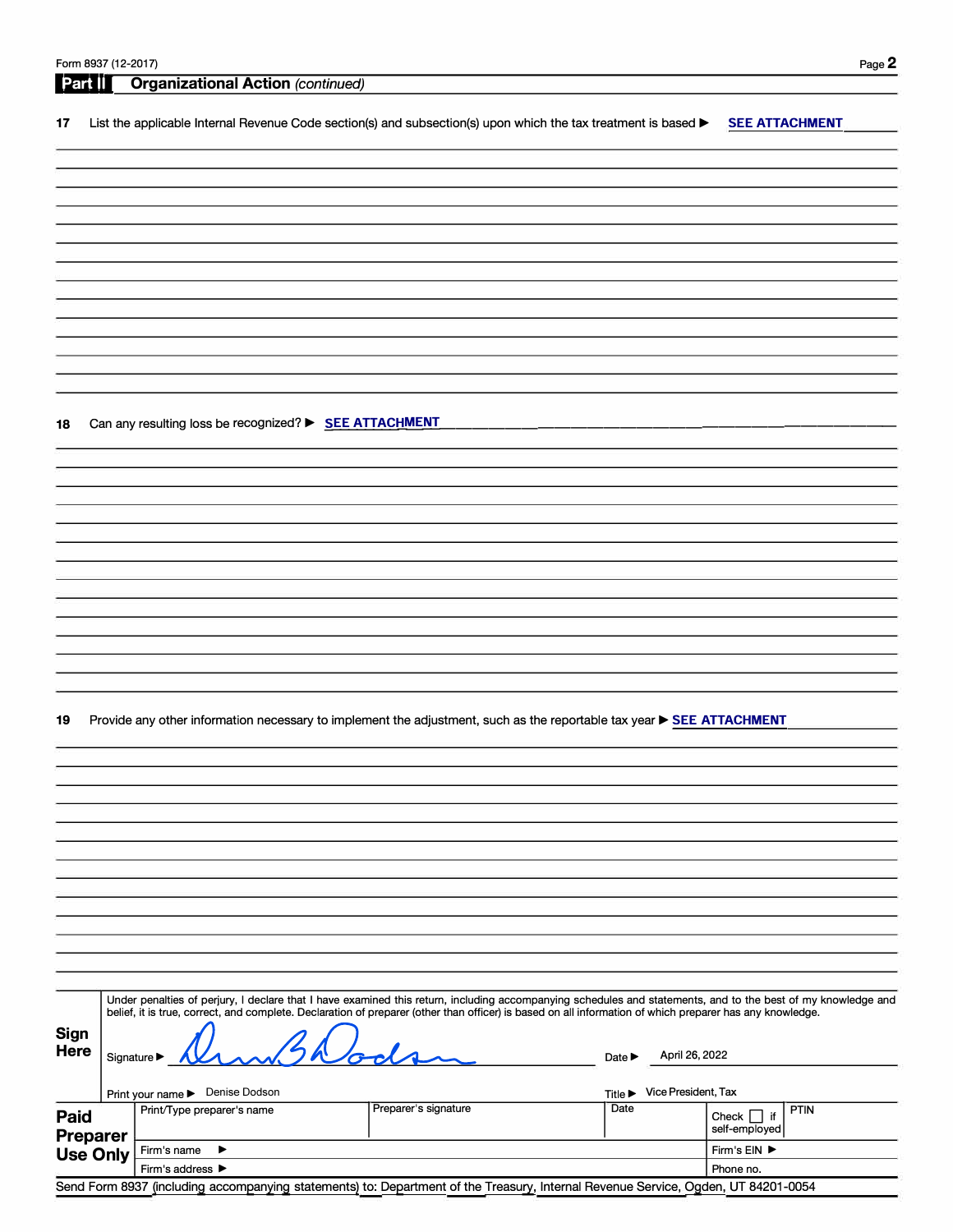Form 8937 (12-2017)

## Part II Organizational Action *(continued)*

**17** List the applicable Internal Revenue Code section(s) and subsection(s) upon which the tax treatment is based ▶ **SEE ATTACHMENT**

**18** Can any resulting loss be recognized? ▶ **SEE ATTACHMENT**

**19** Provide any other information necessary to implement the adjustment, such as the reportable tax year ▶ **SEE ATTACHMENT**

**Sign Here**

Under penalties of perjury, I declare that I have examined this return, including accompanying schedules and statements, and to the best of my knowledge and belief, it is true, correct, and complete. Declaration of preparer (other than officer) is based on all information of which preparer has any knowledge.

Signature ▶ [signature]  Date ▶ April 26, 2022

Print your name ▶ Denise Dodson  Title ▶ Vice President, Tax

| **Paid Preparer Use Only** | Print/Type preparer's name | Preparer's signature | Date | Check ☐ if self-employed | PTIN |
|---|---|---|---|---|---|
| | Firm's name ▶ | | | Firm's EIN ▶ | |
| | Firm's address ▶ | | | Phone no. | |

Send Form 8937 (including accompanying statements) to: Department of the Treasury, Internal Revenue Service, Ogden, UT 84201-0054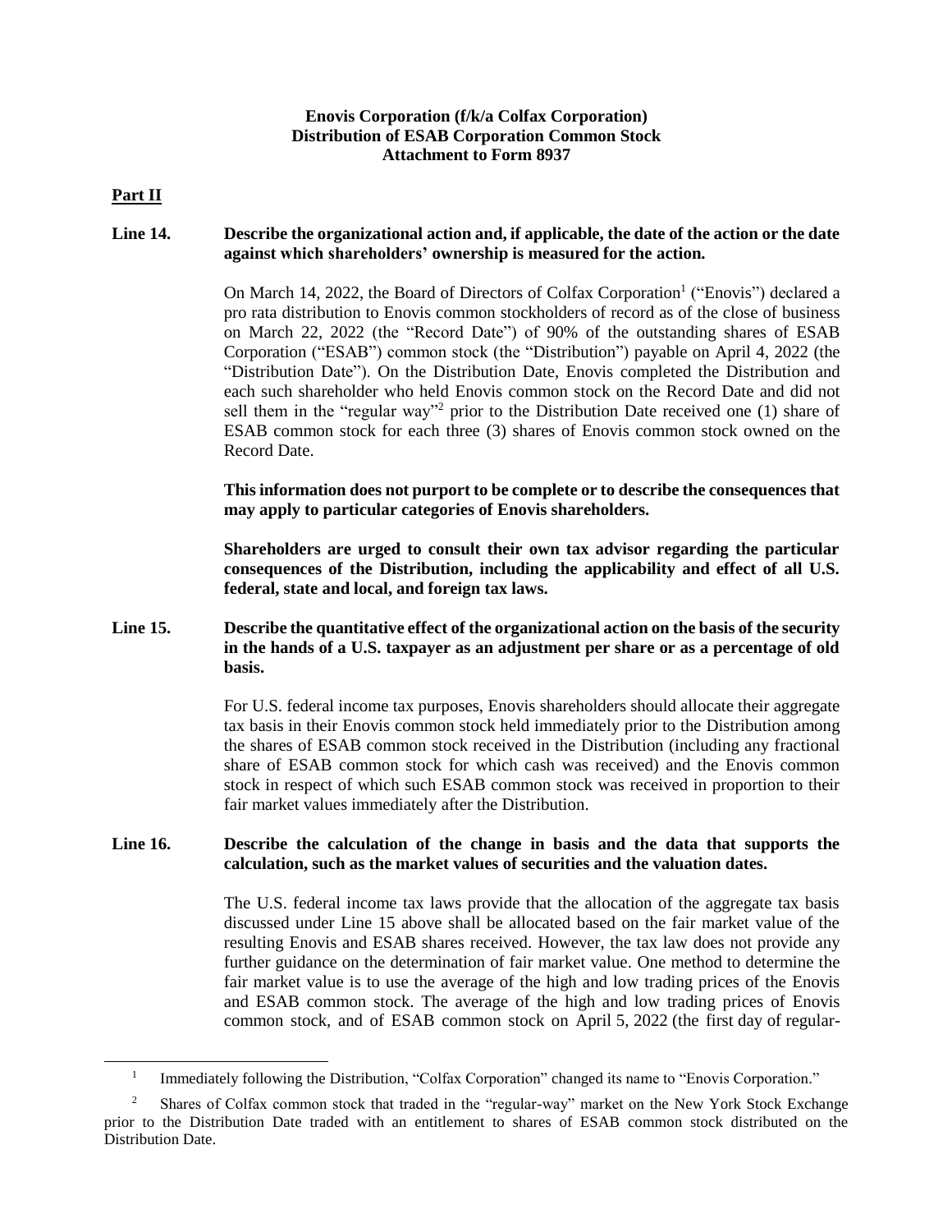**Enovis Corporation (f/k/a Colfax Corporation)**
**Distribution of ESAB Corporation Common Stock**
**Attachment to Form 8937**

## Part II

**Line 14. Describe the organizational action and, if applicable, the date of the action or the date against which shareholders' ownership is measured for the action.**

On March 14, 2022, the Board of Directors of Colfax Corporation[1] ("Enovis") declared a pro rata distribution to Enovis common stockholders of record as of the close of business on March 22, 2022 (the "Record Date") of 90% of the outstanding shares of ESAB Corporation ("ESAB") common stock (the "Distribution") payable on April 4, 2022 (the "Distribution Date"). On the Distribution Date, Enovis completed the Distribution and each such shareholder who held Enovis common stock on the Record Date and did not sell them in the "regular way"[2] prior to the Distribution Date received one (1) share of ESAB common stock for each three (3) shares of Enovis common stock owned on the Record Date.

**This information does not purport to be complete or to describe the consequences that may apply to particular categories of Enovis shareholders.**

**Shareholders are urged to consult their own tax advisor regarding the particular consequences of the Distribution, including the applicability and effect of all U.S. federal, state and local, and foreign tax laws.**

**Line 15. Describe the quantitative effect of the organizational action on the basis of the security in the hands of a U.S. taxpayer as an adjustment per share or as a percentage of old basis.**

For U.S. federal income tax purposes, Enovis shareholders should allocate their aggregate tax basis in their Enovis common stock held immediately prior to the Distribution among the shares of ESAB common stock received in the Distribution (including any fractional share of ESAB common stock for which cash was received) and the Enovis common stock in respect of which such ESAB common stock was received in proportion to their fair market values immediately after the Distribution.

**Line 16. Describe the calculation of the change in basis and the data that supports the calculation, such as the market values of securities and the valuation dates.**

The U.S. federal income tax laws provide that the allocation of the aggregate tax basis discussed under Line 15 above shall be allocated based on the fair market value of the resulting Enovis and ESAB shares received. However, the tax law does not provide any further guidance on the determination of fair market value. One method to determine the fair market value is to use the average of the high and low trading prices of the Enovis and ESAB common stock. The average of the high and low trading prices of Enovis common stock, and of ESAB common stock on April 5, 2022 (the first day of regular-

[1] Immediately following the Distribution, "Colfax Corporation" changed its name to "Enovis Corporation."

[2] Shares of Colfax common stock that traded in the "regular-way" market on the New York Stock Exchange prior to the Distribution Date traded with an entitlement to shares of ESAB common stock distributed on the Distribution Date.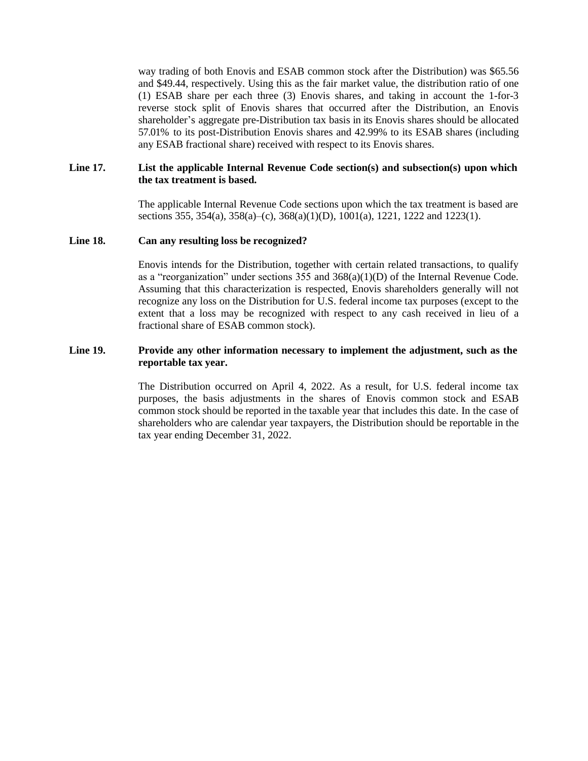way trading of both Enovis and ESAB common stock after the Distribution) was $65.56 and $49.44, respectively. Using this as the fair market value, the distribution ratio of one (1) ESAB share per each three (3) Enovis shares, and taking in account the 1-for-3 reverse stock split of Enovis shares that occurred after the Distribution, an Enovis shareholder's aggregate pre-Distribution tax basis in its Enovis shares should be allocated 57.01% to its post-Distribution Enovis shares and 42.99% to its ESAB shares (including any ESAB fractional share) received with respect to its Enovis shares.

**Line 17. List the applicable Internal Revenue Code section(s) and subsection(s) upon which the tax treatment is based.**

The applicable Internal Revenue Code sections upon which the tax treatment is based are sections 355, 354(a), 358(a)–(c), 368(a)(1)(D), 1001(a), 1221, 1222 and 1223(1).

**Line 18. Can any resulting loss be recognized?**

Enovis intends for the Distribution, together with certain related transactions, to qualify as a "reorganization" under sections 355 and 368(a)(1)(D) of the Internal Revenue Code. Assuming that this characterization is respected, Enovis shareholders generally will not recognize any loss on the Distribution for U.S. federal income tax purposes (except to the extent that a loss may be recognized with respect to any cash received in lieu of a fractional share of ESAB common stock).

**Line 19. Provide any other information necessary to implement the adjustment, such as the reportable tax year.**

The Distribution occurred on April 4, 2022. As a result, for U.S. federal income tax purposes, the basis adjustments in the shares of Enovis common stock and ESAB common stock should be reported in the taxable year that includes this date. In the case of shareholders who are calendar year taxpayers, the Distribution should be reportable in the tax year ending December 31, 2022.